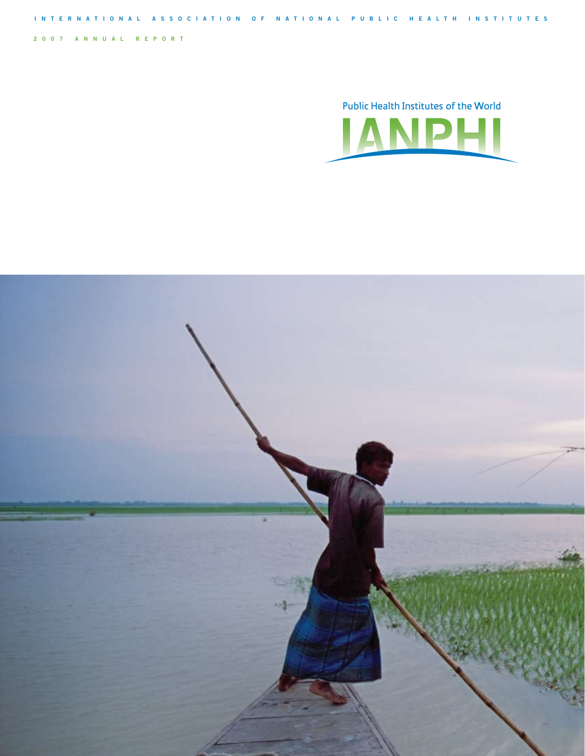INTERNATIONAL ASSOCIATION OF NATIONAL PUBLIC HEALTH INSTITUTES

2007 ANNUAL REPORT

Public Health Institutes of the World

# IANPHI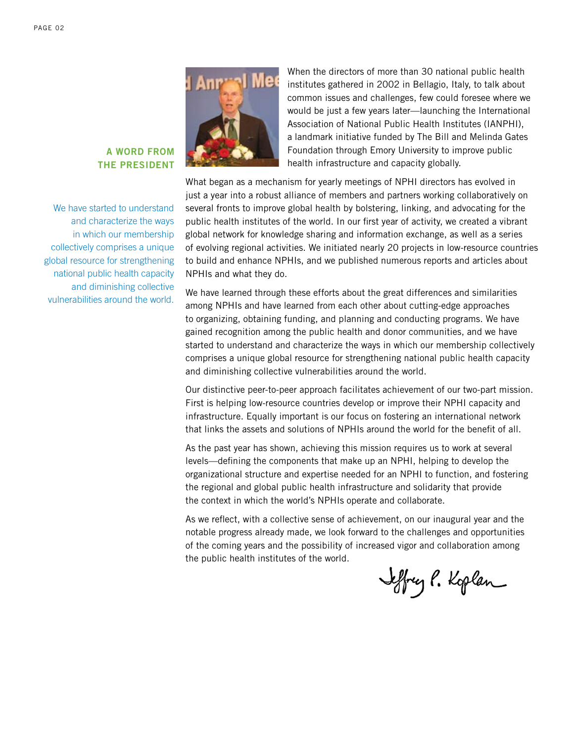## A WORD FROM THE PRESIDENT

We have started to understand and characterize the ways in which our membership collectively comprises a unique global resource for strengthening national public health capacity and diminishing collective vulnerabilities around the world.

When the directors of more than 30 national public health institutes gathered in 2002 in Bellagio, Italy, to talk about common issues and challenges, few could foresee where we would be just a few years later—launching the International Association of National Public Health Institutes (IANPHI), a landmark initiative funded by The Bill and Melinda Gates Foundation through Emory University to improve public health infrastructure and capacity globally.

What began as a mechanism for yearly meetings of NPHI directors has evolved in just a year into a robust alliance of members and partners working collaboratively on several fronts to improve global health by bolstering, linking, and advocating for the public health institutes of the world. In our first year of activity, we created a vibrant global network for knowledge sharing and information exchange, as well as a series of evolving regional activities. We initiated nearly 20 projects in low-resource countries to build and enhance NPHIs, and we published numerous reports and articles about NPHIs and what they do.

We have learned through these efforts about the great differences and similarities among NPHIs and have learned from each other about cutting-edge approaches to organizing, obtaining funding, and planning and conducting programs. We have gained recognition among the public health and donor communities, and we have started to understand and characterize the ways in which our membership collectively comprises a unique global resource for strengthening national public health capacity and diminishing collective vulnerabilities around the world.

Our distinctive peer-to-peer approach facilitates achievement of our two-part mission. First is helping low-resource countries develop or improve their NPHI capacity and infrastructure. Equally important is our focus on fostering an international network that links the assets and solutions of NPHIs around the world for the benefit of all.

As the past year has shown, achieving this mission requires us to work at several levels—defining the components that make up an NPHI, helping to develop the organizational structure and expertise needed for an NPHI to function, and fostering the regional and global public health infrastructure and solidarity that provide the context in which the world's NPHIs operate and collaborate.

As we reflect, with a collective sense of achievement, on our inaugural year and the notable progress already made, we look forward to the challenges and opportunities of the coming years and the possibility of increased vigor and collaboration among the public health institutes of the world.

Jeffrey P. Koplan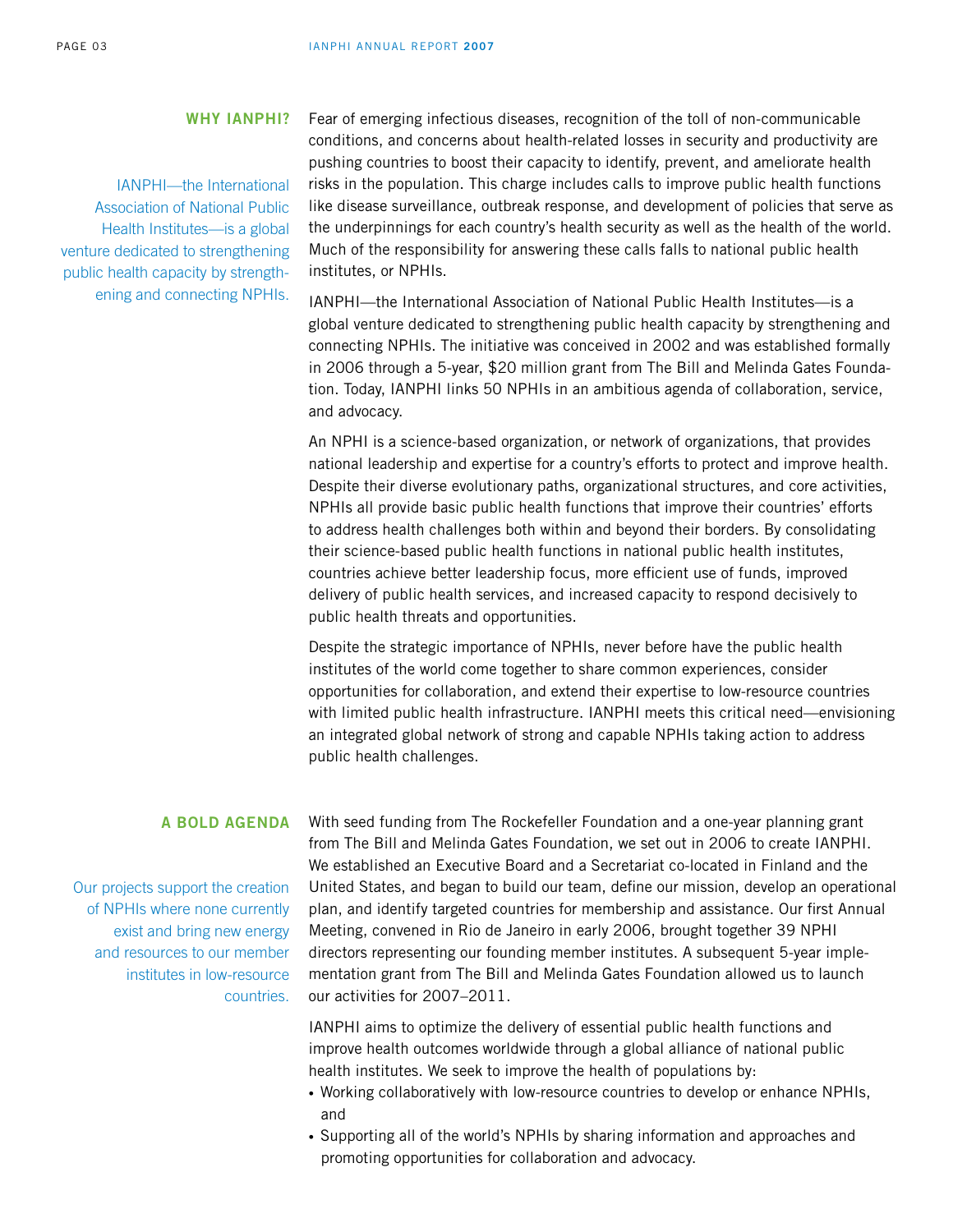## WHY IANPHI?

IANPHI—the International Association of National Public Health Institutes—is a global venture dedicated to strengthening public health capacity by strengthening and connecting NPHIs.

Fear of emerging infectious diseases, recognition of the toll of non-communicable conditions, and concerns about health-related losses in security and productivity are pushing countries to boost their capacity to identify, prevent, and ameliorate health risks in the population. This charge includes calls to improve public health functions like disease surveillance, outbreak response, and development of policies that serve as the underpinnings for each country's health security as well as the health of the world. Much of the responsibility for answering these calls falls to national public health institutes, or NPHIs.

IANPHI—the International Association of National Public Health Institutes—is a global venture dedicated to strengthening public health capacity by strengthening and connecting NPHIs. The initiative was conceived in 2002 and was established formally in 2006 through a 5-year, $20 million grant from The Bill and Melinda Gates Foundation. Today, IANPHI links 50 NPHIs in an ambitious agenda of collaboration, service, and advocacy.

An NPHI is a science-based organization, or network of organizations, that provides national leadership and expertise for a country's efforts to protect and improve health. Despite their diverse evolutionary paths, organizational structures, and core activities, NPHIs all provide basic public health functions that improve their countries' efforts to address health challenges both within and beyond their borders. By consolidating their science-based public health functions in national public health institutes, countries achieve better leadership focus, more efficient use of funds, improved delivery of public health services, and increased capacity to respond decisively to public health threats and opportunities.

Despite the strategic importance of NPHIs, never before have the public health institutes of the world come together to share common experiences, consider opportunities for collaboration, and extend their expertise to low-resource countries with limited public health infrastructure. IANPHI meets this critical need—envisioning an integrated global network of strong and capable NPHIs taking action to address public health challenges.

## A BOLD AGENDA

Our projects support the creation of NPHIs where none currently exist and bring new energy and resources to our member institutes in low-resource countries.

With seed funding from The Rockefeller Foundation and a one-year planning grant from The Bill and Melinda Gates Foundation, we set out in 2006 to create IANPHI. We established an Executive Board and a Secretariat co-located in Finland and the United States, and began to build our team, define our mission, develop an operational plan, and identify targeted countries for membership and assistance. Our first Annual Meeting, convened in Rio de Janeiro in early 2006, brought together 39 NPHI directors representing our founding member institutes. A subsequent 5-year implementation grant from The Bill and Melinda Gates Foundation allowed us to launch our activities for 2007–2011.

IANPHI aims to optimize the delivery of essential public health functions and improve health outcomes worldwide through a global alliance of national public health institutes. We seek to improve the health of populations by:

- Working collaboratively with low-resource countries to develop or enhance NPHIs, and
- Supporting all of the world's NPHIs by sharing information and approaches and promoting opportunities for collaboration and advocacy.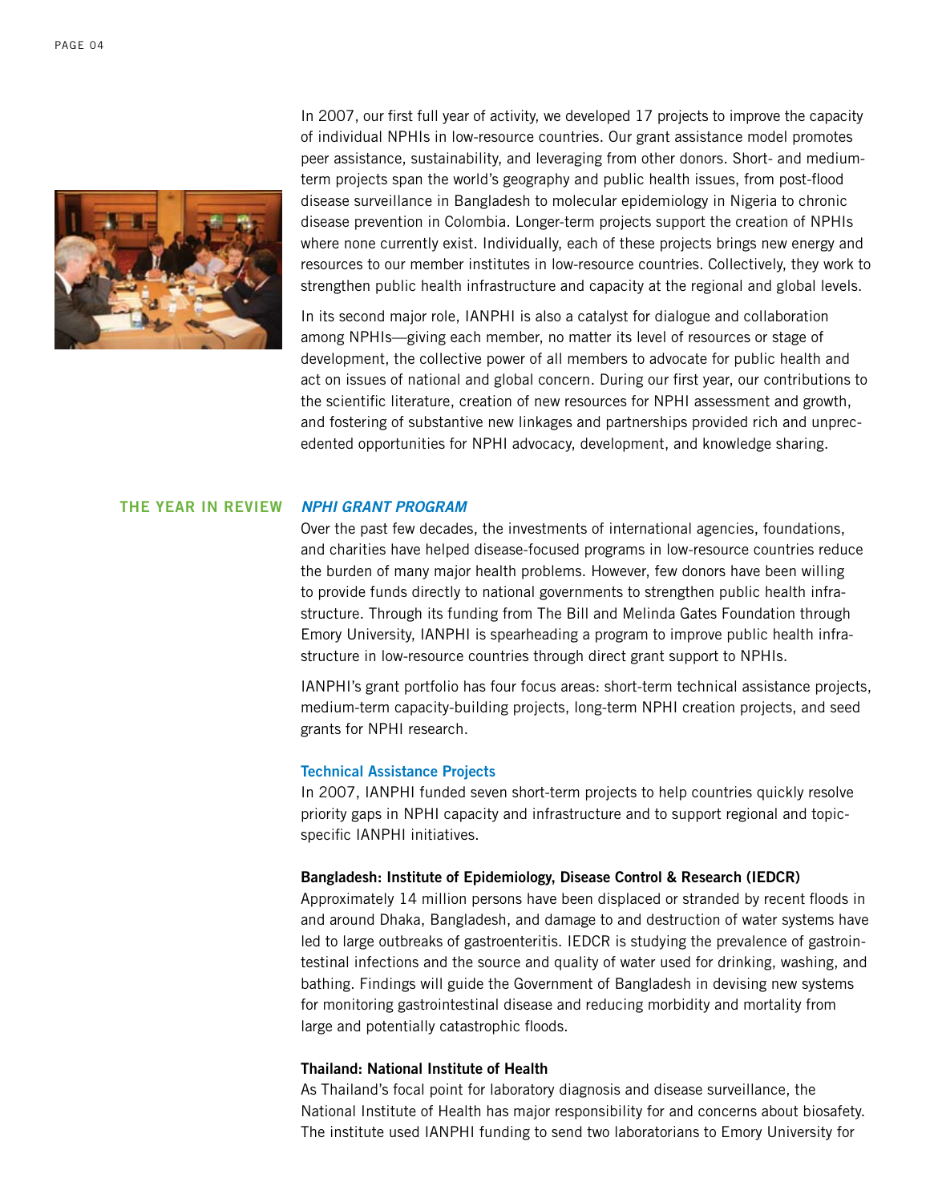In 2007, our first full year of activity, we developed 17 projects to improve the capacity of individual NPHIs in low-resource countries. Our grant assistance model promotes peer assistance, sustainability, and leveraging from other donors. Short- and medium-term projects span the world's geography and public health issues, from post-flood disease surveillance in Bangladesh to molecular epidemiology in Nigeria to chronic disease prevention in Colombia. Longer-term projects support the creation of NPHIs where none currently exist. Individually, each of these projects brings new energy and resources to our member institutes in low-resource countries. Collectively, they work to strengthen public health infrastructure and capacity at the regional and global levels.

In its second major role, IANPHI is also a catalyst for dialogue and collaboration among NPHIs—giving each member, no matter its level of resources or stage of development, the collective power of all members to advocate for public health and act on issues of national and global concern. During our first year, our contributions to the scientific literature, creation of new resources for NPHI assessment and growth, and fostering of substantive new linkages and partnerships provided rich and unprecedented opportunities for NPHI advocacy, development, and knowledge sharing.

## THE YEAR IN REVIEW

### *NPHI GRANT PROGRAM*

Over the past few decades, the investments of international agencies, foundations, and charities have helped disease-focused programs in low-resource countries reduce the burden of many major health problems. However, few donors have been willing to provide funds directly to national governments to strengthen public health infrastructure. Through its funding from The Bill and Melinda Gates Foundation through Emory University, IANPHI is spearheading a program to improve public health infrastructure in low-resource countries through direct grant support to NPHIs.

IANPHI's grant portfolio has four focus areas: short-term technical assistance projects, medium-term capacity-building projects, long-term NPHI creation projects, and seed grants for NPHI research.

#### Technical Assistance Projects

In 2007, IANPHI funded seven short-term projects to help countries quickly resolve priority gaps in NPHI capacity and infrastructure and to support regional and topic-specific IANPHI initiatives.

**Bangladesh: Institute of Epidemiology, Disease Control & Research (IEDCR)**
Approximately 14 million persons have been displaced or stranded by recent floods in and around Dhaka, Bangladesh, and damage to and destruction of water systems have led to large outbreaks of gastroenteritis. IEDCR is studying the prevalence of gastrointestinal infections and the source and quality of water used for drinking, washing, and bathing. Findings will guide the Government of Bangladesh in devising new systems for monitoring gastrointestinal disease and reducing morbidity and mortality from large and potentially catastrophic floods.

**Thailand: National Institute of Health**
As Thailand's focal point for laboratory diagnosis and disease surveillance, the National Institute of Health has major responsibility for and concerns about biosafety. The institute used IANPHI funding to send two laboratorians to Emory University for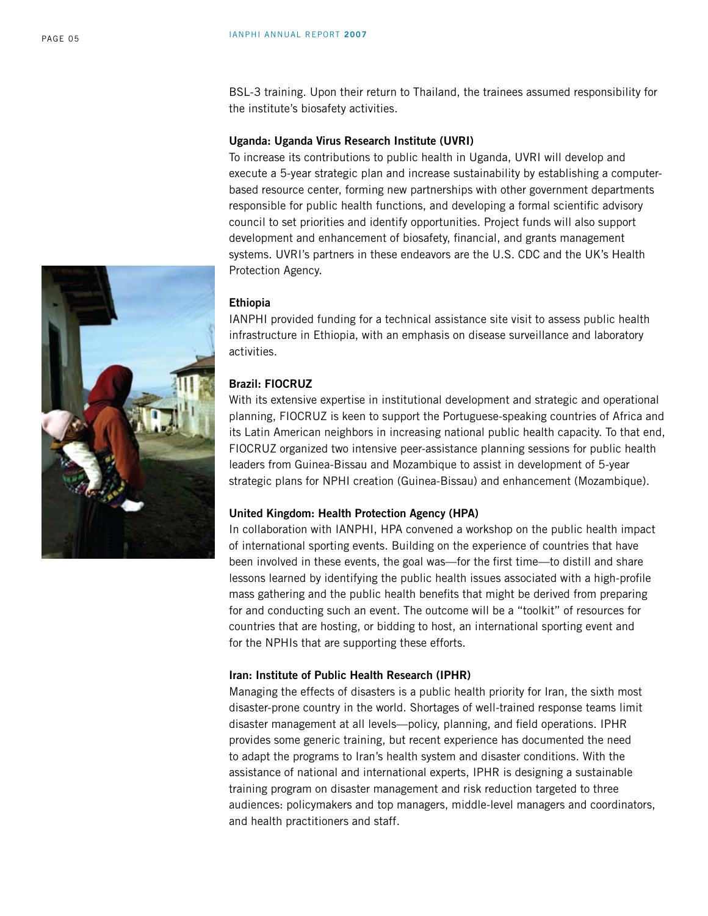BSL-3 training. Upon their return to Thailand, the trainees assumed responsibility for the institute's biosafety activities.

**Uganda: Uganda Virus Research Institute (UVRI)**

To increase its contributions to public health in Uganda, UVRI will develop and execute a 5-year strategic plan and increase sustainability by establishing a computer-based resource center, forming new partnerships with other government departments responsible for public health functions, and developing a formal scientific advisory council to set priorities and identify opportunities. Project funds will also support development and enhancement of biosafety, financial, and grants management systems. UVRI's partners in these endeavors are the U.S. CDC and the UK's Health Protection Agency.

**Ethiopia**

IANPHI provided funding for a technical assistance site visit to assess public health infrastructure in Ethiopia, with an emphasis on disease surveillance and laboratory activities.

**Brazil: FIOCRUZ**

With its extensive expertise in institutional development and strategic and operational planning, FIOCRUZ is keen to support the Portuguese-speaking countries of Africa and its Latin American neighbors in increasing national public health capacity. To that end, FIOCRUZ organized two intensive peer-assistance planning sessions for public health leaders from Guinea-Bissau and Mozambique to assist in development of 5-year strategic plans for NPHI creation (Guinea-Bissau) and enhancement (Mozambique).

**United Kingdom: Health Protection Agency (HPA)**

In collaboration with IANPHI, HPA convened a workshop on the public health impact of international sporting events. Building on the experience of countries that have been involved in these events, the goal was—for the first time—to distill and share lessons learned by identifying the public health issues associated with a high-profile mass gathering and the public health benefits that might be derived from preparing for and conducting such an event. The outcome will be a "toolkit" of resources for countries that are hosting, or bidding to host, an international sporting event and for the NPHIs that are supporting these efforts.

**Iran: Institute of Public Health Research (IPHR)**

Managing the effects of disasters is a public health priority for Iran, the sixth most disaster-prone country in the world. Shortages of well-trained response teams limit disaster management at all levels—policy, planning, and field operations. IPHR provides some generic training, but recent experience has documented the need to adapt the programs to Iran's health system and disaster conditions. With the assistance of national and international experts, IPHR is designing a sustainable training program on disaster management and risk reduction targeted to three audiences: policymakers and top managers, middle-level managers and coordinators, and health practitioners and staff.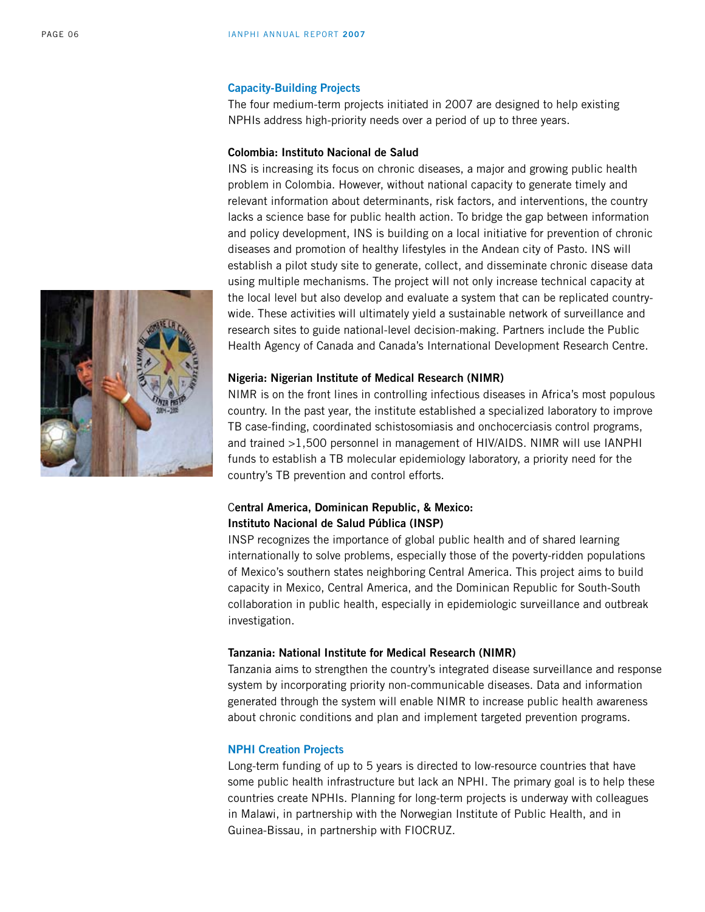## Capacity-Building Projects

The four medium-term projects initiated in 2007 are designed to help existing NPHIs address high-priority needs over a period of up to three years.

### Colombia: Instituto Nacional de Salud

INS is increasing its focus on chronic diseases, a major and growing public health problem in Colombia. However, without national capacity to generate timely and relevant information about determinants, risk factors, and interventions, the country lacks a science base for public health action. To bridge the gap between information and policy development, INS is building on a local initiative for prevention of chronic diseases and promotion of healthy lifestyles in the Andean city of Pasto. INS will establish a pilot study site to generate, collect, and disseminate chronic disease data using multiple mechanisms. The project will not only increase technical capacity at the local level but also develop and evaluate a system that can be replicated country-wide. These activities will ultimately yield a sustainable network of surveillance and research sites to guide national-level decision-making. Partners include the Public Health Agency of Canada and Canada's International Development Research Centre.

### Nigeria: Nigerian Institute of Medical Research (NIMR)

NIMR is on the front lines in controlling infectious diseases in Africa's most populous country. In the past year, the institute established a specialized laboratory to improve TB case-finding, coordinated schistosomiasis and onchocerciasis control programs, and trained >1,500 personnel in management of HIV/AIDS. NIMR will use IANPHI funds to establish a TB molecular epidemiology laboratory, a priority need for the country's TB prevention and control efforts.

### Central America, Dominican Republic, & Mexico: Instituto Nacional de Salud Pública (INSP)

INSP recognizes the importance of global public health and of shared learning internationally to solve problems, especially those of the poverty-ridden populations of Mexico's southern states neighboring Central America. This project aims to build capacity in Mexico, Central America, and the Dominican Republic for South-South collaboration in public health, especially in epidemiologic surveillance and outbreak investigation.

### Tanzania: National Institute for Medical Research (NIMR)

Tanzania aims to strengthen the country's integrated disease surveillance and response system by incorporating priority non-communicable diseases. Data and information generated through the system will enable NIMR to increase public health awareness about chronic conditions and plan and implement targeted prevention programs.

## NPHI Creation Projects

Long-term funding of up to 5 years is directed to low-resource countries that have some public health infrastructure but lack an NPHI. The primary goal is to help these countries create NPHIs. Planning for long-term projects is underway with colleagues in Malawi, in partnership with the Norwegian Institute of Public Health, and in Guinea-Bissau, in partnership with FIOCRUZ.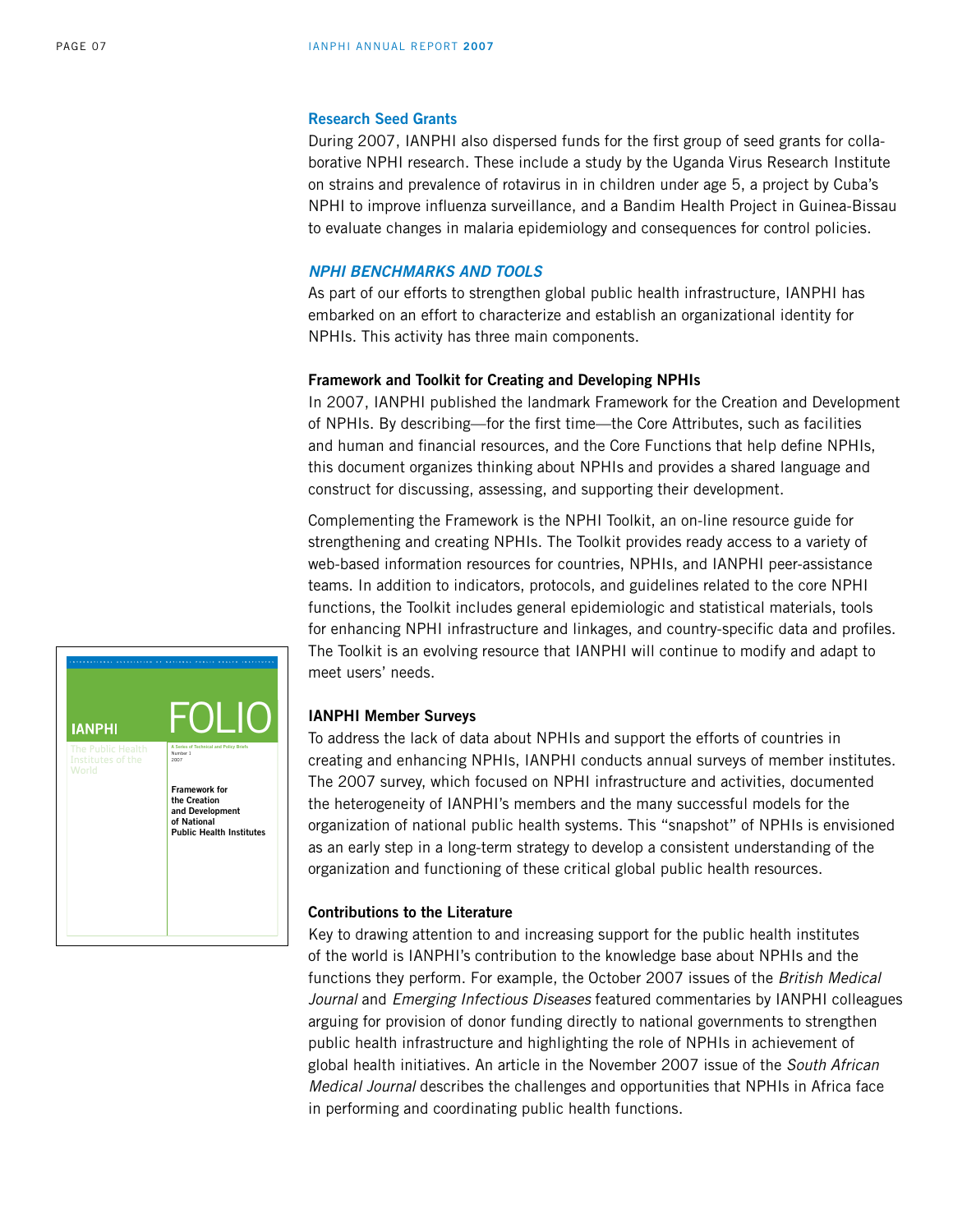### Research Seed Grants

During 2007, IANPHI also dispersed funds for the first group of seed grants for collaborative NPHI research. These include a study by the Uganda Virus Research Institute on strains and prevalence of rotavirus in in children under age 5, a project by Cuba's NPHI to improve influenza surveillance, and a Bandim Health Project in Guinea-Bissau to evaluate changes in malaria epidemiology and consequences for control policies.

## *NPHI BENCHMARKS AND TOOLS*

As part of our efforts to strengthen global public health infrastructure, IANPHI has embarked on an effort to characterize and establish an organizational identity for NPHIs. This activity has three main components.

### Framework and Toolkit for Creating and Developing NPHIs

In 2007, IANPHI published the landmark Framework for the Creation and Development of NPHIs. By describing—for the first time—the Core Attributes, such as facilities and human and financial resources, and the Core Functions that help define NPHIs, this document organizes thinking about NPHIs and provides a shared language and construct for discussing, assessing, and supporting their development.

Complementing the Framework is the NPHI Toolkit, an on-line resource guide for strengthening and creating NPHIs. The Toolkit provides ready access to a variety of web-based information resources for countries, NPHIs, and IANPHI peer-assistance teams. In addition to indicators, protocols, and guidelines related to the core NPHI functions, the Toolkit includes general epidemiologic and statistical materials, tools for enhancing NPHI infrastructure and linkages, and country-specific data and profiles. The Toolkit is an evolving resource that IANPHI will continue to modify and adapt to meet users' needs.

IANPHI

FOLIO

The Public Health Institutes of the World

A Series of Technical and Policy Briefs
Number 1
2007

**Framework for the Creation and Development of National Public Health Institutes**

### IANPHI Member Surveys

To address the lack of data about NPHIs and support the efforts of countries in creating and enhancing NPHIs, IANPHI conducts annual surveys of member institutes. The 2007 survey, which focused on NPHI infrastructure and activities, documented the heterogeneity of IANPHI's members and the many successful models for the organization of national public health systems. This "snapshot" of NPHIs is envisioned as an early step in a long-term strategy to develop a consistent understanding of the organization and functioning of these critical global public health resources.

### Contributions to the Literature

Key to drawing attention to and increasing support for the public health institutes of the world is IANPHI's contribution to the knowledge base about NPHIs and the functions they perform. For example, the October 2007 issues of the *British Medical Journal* and *Emerging Infectious Diseases* featured commentaries by IANPHI colleagues arguing for provision of donor funding directly to national governments to strengthen public health infrastructure and highlighting the role of NPHIs in achievement of global health initiatives. An article in the November 2007 issue of the *South African Medical Journal* describes the challenges and opportunities that NPHIs in Africa face in performing and coordinating public health functions.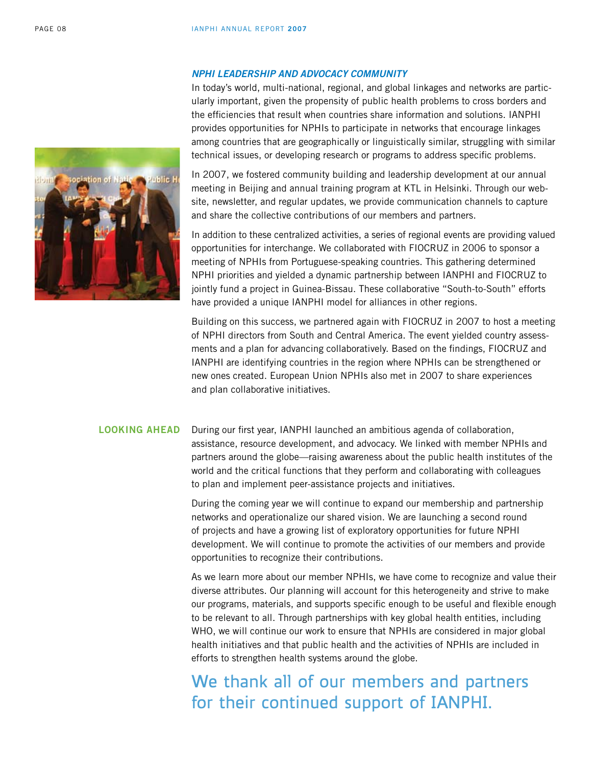### *NPHI LEADERSHIP AND ADVOCACY COMMUNITY*

In today's world, multi-national, regional, and global linkages and networks are particularly important, given the propensity of public health problems to cross borders and the efficiencies that result when countries share information and solutions. IANPHI provides opportunities for NPHIs to participate in networks that encourage linkages among countries that are geographically or linguistically similar, struggling with similar technical issues, or developing research or programs to address specific problems.

In 2007, we fostered community building and leadership development at our annual meeting in Beijing and annual training program at KTL in Helsinki. Through our website, newsletter, and regular updates, we provide communication channels to capture and share the collective contributions of our members and partners.

In addition to these centralized activities, a series of regional events are providing valued opportunities for interchange. We collaborated with FIOCRUZ in 2006 to sponsor a meeting of NPHIs from Portuguese-speaking countries. This gathering determined NPHI priorities and yielded a dynamic partnership between IANPHI and FIOCRUZ to jointly fund a project in Guinea-Bissau. These collaborative "South-to-South" efforts have provided a unique IANPHI model for alliances in other regions.

Building on this success, we partnered again with FIOCRUZ in 2007 to host a meeting of NPHI directors from South and Central America. The event yielded country assessments and a plan for advancing collaboratively. Based on the findings, FIOCRUZ and IANPHI are identifying countries in the region where NPHIs can be strengthened or new ones created. European Union NPHIs also met in 2007 to share experiences and plan collaborative initiatives.

## LOOKING AHEAD

During our first year, IANPHI launched an ambitious agenda of collaboration, assistance, resource development, and advocacy. We linked with member NPHIs and partners around the globe—raising awareness about the public health institutes of the world and the critical functions that they perform and collaborating with colleagues to plan and implement peer-assistance projects and initiatives.

During the coming year we will continue to expand our membership and partnership networks and operationalize our shared vision. We are launching a second round of projects and have a growing list of exploratory opportunities for future NPHI development. We will continue to promote the activities of our members and provide opportunities to recognize their contributions.

As we learn more about our member NPHIs, we have come to recognize and value their diverse attributes. Our planning will account for this heterogeneity and strive to make our programs, materials, and supports specific enough to be useful and flexible enough to be relevant to all. Through partnerships with key global health entities, including WHO, we will continue our work to ensure that NPHIs are considered in major global health initiatives and that public health and the activities of NPHIs are included in efforts to strengthen health systems around the globe.

## We thank all of our members and partners for their continued support of IANPHI.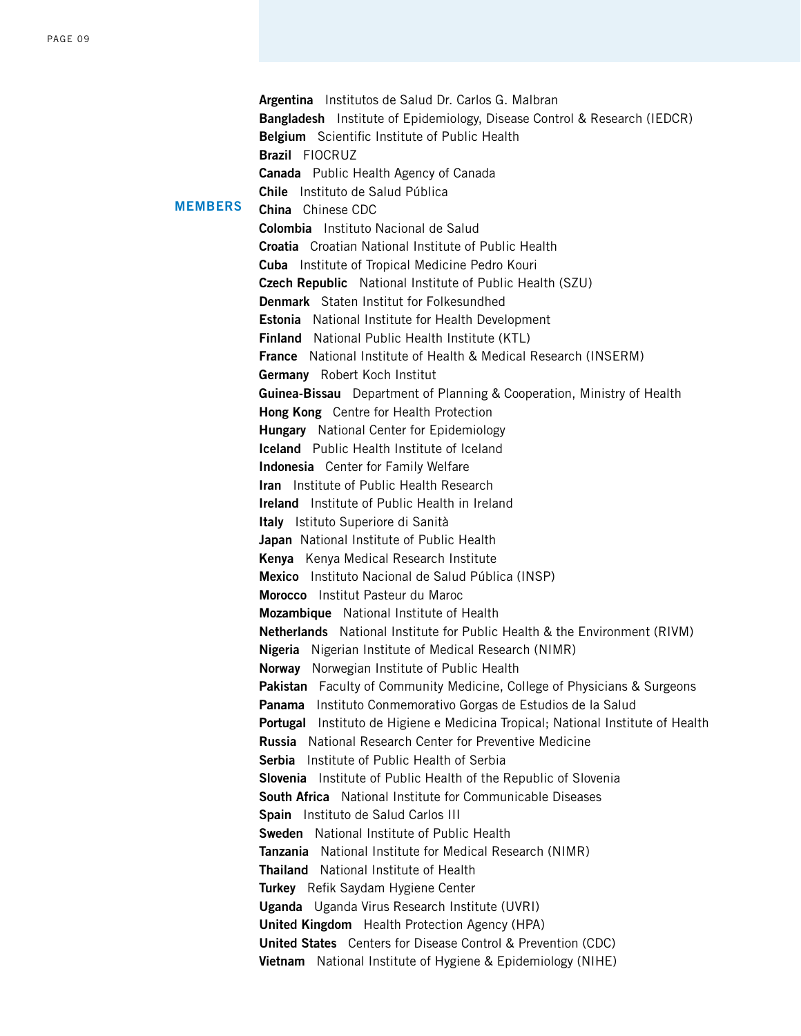## MEMBERS

**Argentina** Institutos de Salud Dr. Carlos G. Malbran
**Bangladesh** Institute of Epidemiology, Disease Control & Research (IEDCR)
**Belgium** Scientific Institute of Public Health
**Brazil** FIOCRUZ
**Canada** Public Health Agency of Canada
**Chile** Instituto de Salud Pública
**China** Chinese CDC
**Colombia** Instituto Nacional de Salud
**Croatia** Croatian National Institute of Public Health
**Cuba** Institute of Tropical Medicine Pedro Kouri
**Czech Republic** National Institute of Public Health (SZU)
**Denmark** Staten Institut for Folkesundhed
**Estonia** National Institute for Health Development
**Finland** National Public Health Institute (KTL)
**France** National Institute of Health & Medical Research (INSERM)
**Germany** Robert Koch Institut
**Guinea-Bissau** Department of Planning & Cooperation, Ministry of Health
**Hong Kong** Centre for Health Protection
**Hungary** National Center for Epidemiology
**Iceland** Public Health Institute of Iceland
**Indonesia** Center for Family Welfare
**Iran** Institute of Public Health Research
**Ireland** Institute of Public Health in Ireland
**Italy** Istituto Superiore di Sanità
**Japan** National Institute of Public Health
**Kenya** Kenya Medical Research Institute
**Mexico** Instituto Nacional de Salud Pública (INSP)
**Morocco** Institut Pasteur du Maroc
**Mozambique** National Institute of Health
**Netherlands** National Institute for Public Health & the Environment (RIVM)
**Nigeria** Nigerian Institute of Medical Research (NIMR)
**Norway** Norwegian Institute of Public Health
**Pakistan** Faculty of Community Medicine, College of Physicians & Surgeons
**Panama** Instituto Conmemorativo Gorgas de Estudios de la Salud
**Portugal** Instituto de Higiene e Medicina Tropical; National Institute of Health
**Russia** National Research Center for Preventive Medicine
**Serbia** Institute of Public Health of Serbia
**Slovenia** Institute of Public Health of the Republic of Slovenia
**South Africa** National Institute for Communicable Diseases
**Spain** Instituto de Salud Carlos III
**Sweden** National Institute of Public Health
**Tanzania** National Institute for Medical Research (NIMR)
**Thailand** National Institute of Health
**Turkey** Refik Saydam Hygiene Center
**Uganda** Uganda Virus Research Institute (UVRI)
**United Kingdom** Health Protection Agency (HPA)
**United States** Centers for Disease Control & Prevention (CDC)
**Vietnam** National Institute of Hygiene & Epidemiology (NIHE)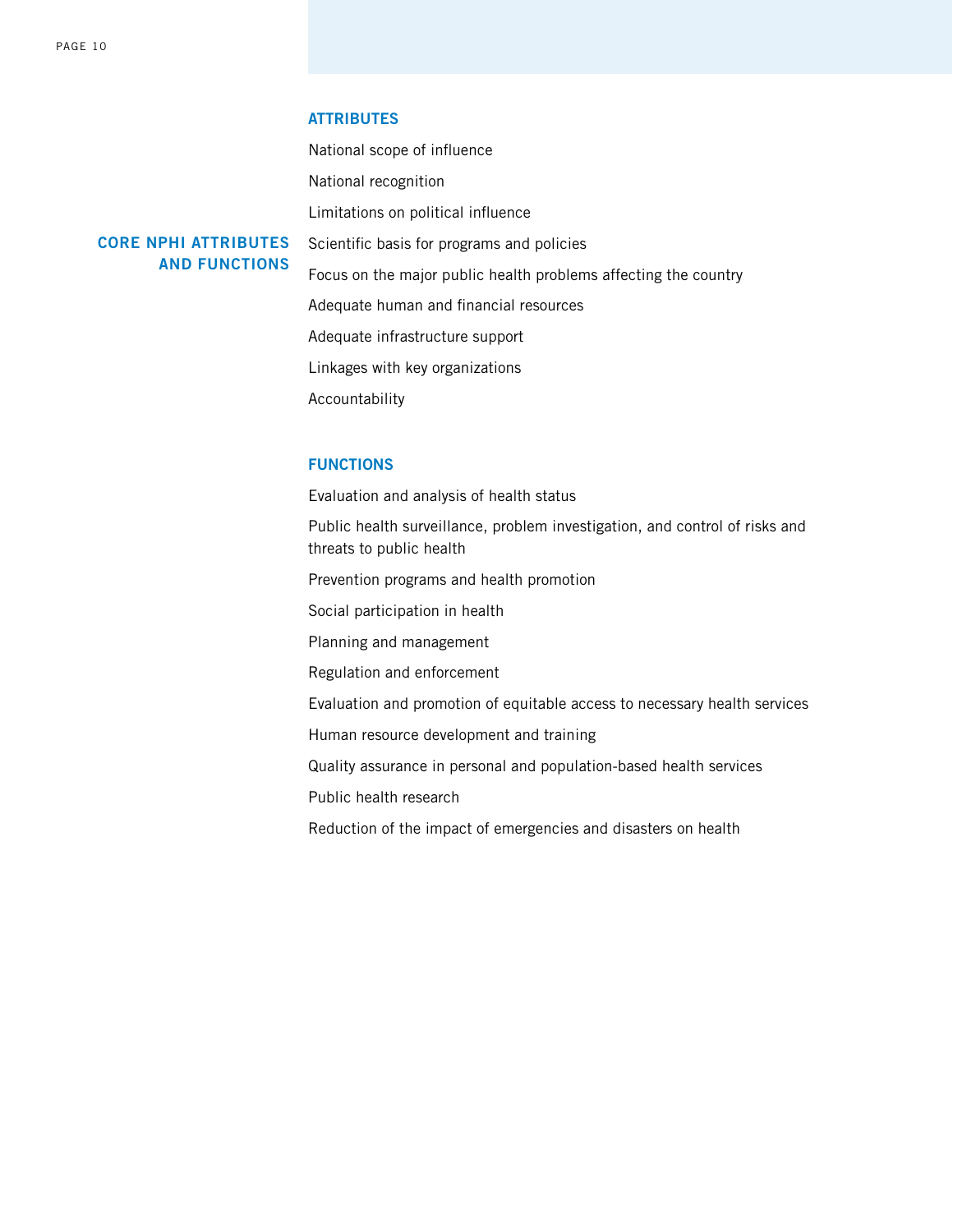## CORE NPHI ATTRIBUTES AND FUNCTIONS

### ATTRIBUTES

National scope of influence

National recognition

Limitations on political influence

Scientific basis for programs and policies

Focus on the major public health problems affecting the country

Adequate human and financial resources

Adequate infrastructure support

Linkages with key organizations

Accountability

### FUNCTIONS

Evaluation and analysis of health status

Public health surveillance, problem investigation, and control of risks and threats to public health

Prevention programs and health promotion

Social participation in health

Planning and management

Regulation and enforcement

Evaluation and promotion of equitable access to necessary health services

Human resource development and training

Quality assurance in personal and population-based health services

Public health research

Reduction of the impact of emergencies and disasters on health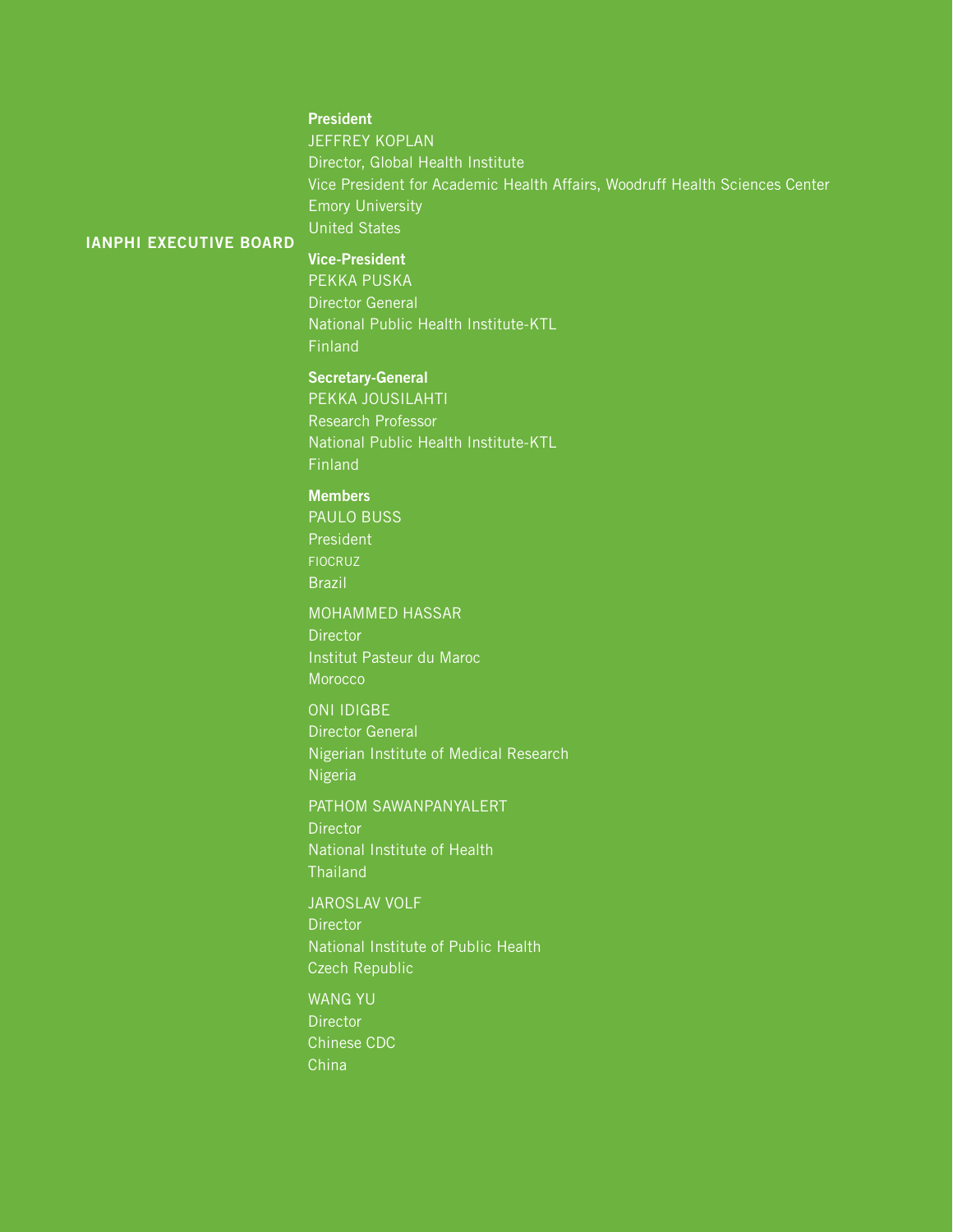## IANPHI EXECUTIVE BOARD

**President**

JEFFREY KOPLAN
Director, Global Health Institute
Vice President for Academic Health Affairs, Woodruff Health Sciences Center
Emory University
United States

**Vice-President**

PEKKA PUSKA
Director General
National Public Health Institute-KTL
Finland

**Secretary-General**

PEKKA JOUSILAHTI
Research Professor
National Public Health Institute-KTL
Finland

**Members**

PAULO BUSS
President
FIOCRUZ
Brazil

MOHAMMED HASSAR
Director
Institut Pasteur du Maroc
Morocco

ONI IDIGBE
Director General
Nigerian Institute of Medical Research
Nigeria

PATHOM SAWANPANYALERT
Director
National Institute of Health
Thailand

JAROSLAV VOLF
Director
National Institute of Public Health
Czech Republic

WANG YU
Director
Chinese CDC
China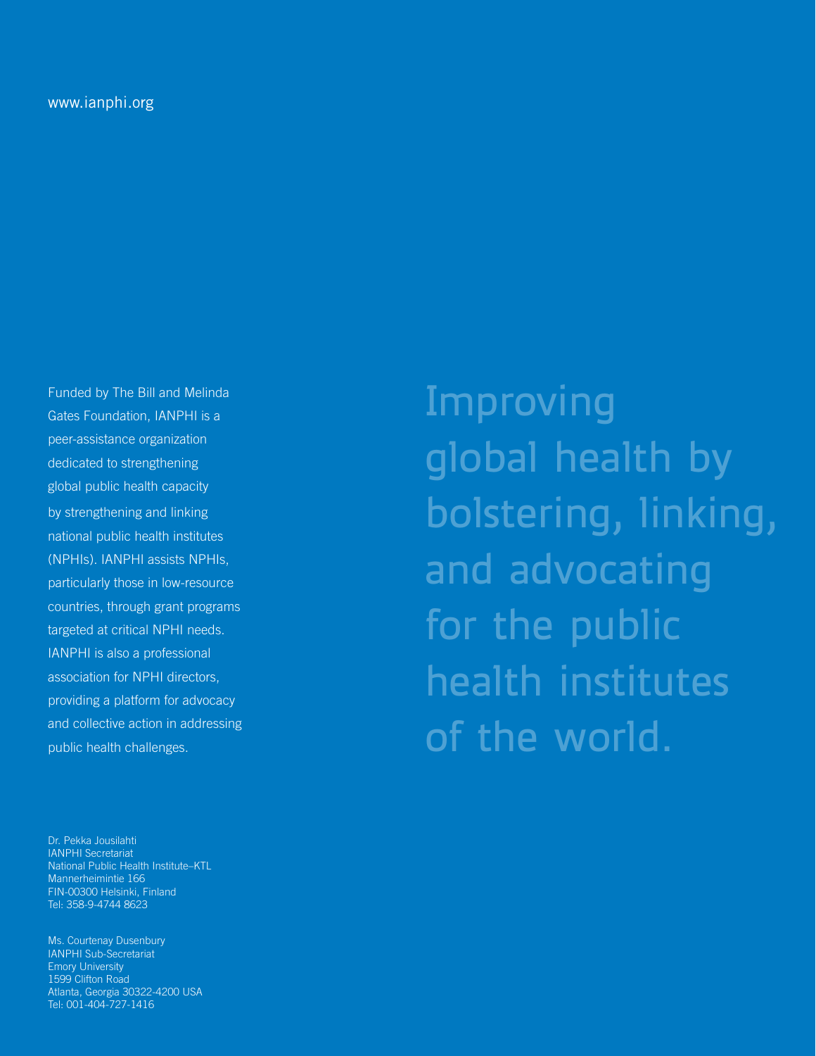www.ianphi.org

Funded by The Bill and Melinda Gates Foundation, IANPHI is a peer-assistance organization dedicated to strengthening global public health capacity by strengthening and linking national public health institutes (NPHIs). IANPHI assists NPHIs, particularly those in low-resource countries, through grant programs targeted at critical NPHI needs. IANPHI is also a professional association for NPHI directors, providing a platform for advocacy and collective action in addressing public health challenges.

Improving global health by bolstering, linking, and advocating for the public health institutes of the world.

Dr. Pekka Jousilahti  
IANPHI Secretariat  
National Public Health Institute–KTL  
Mannerheimintie 166  
FIN-00300 Helsinki, Finland  
Tel: 358-9-4744 8623

Ms. Courtenay Dusenbury  
IANPHI Sub-Secretariat  
Emory University  
1599 Clifton Road  
Atlanta, Georgia 30322-4200 USA  
Tel: 001-404-727-1416